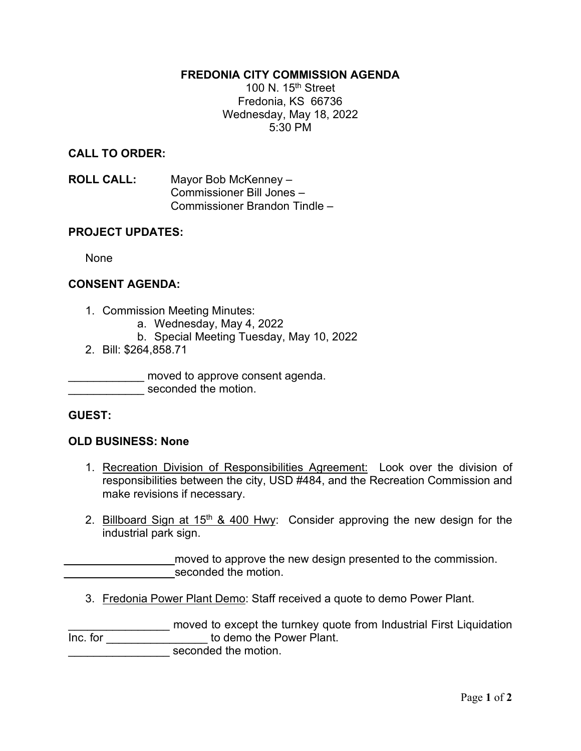# FREDONIA CITY COMMISSION AGENDA

100 N. 15th Street
Fredonia, KS 66736
Wednesday, May 18, 2022
5:30 PM

**CALL TO ORDER:**

**ROLL CALL:** Mayor Bob McKenney –
Commissioner Bill Jones –
Commissioner Brandon Tindle –

**PROJECT UPDATES:**

None

**CONSENT AGENDA:**

1. Commission Meeting Minutes:
   a. Wednesday, May 4, 2022
   b. Special Meeting Tuesday, May 10, 2022
2. Bill: $264,858.71

____________ moved to approve consent agenda.
____________ seconded the motion.

**GUEST:**

**OLD BUSINESS: None**

1. Recreation Division of Responsibilities Agreement: Look over the division of responsibilities between the city, USD #484, and the Recreation Commission and make revisions if necessary.

2. Billboard Sign at 15th & 400 Hwy: Consider approving the new design for the industrial park sign.

__________________ moved to approve the new design presented to the commission.
__________________ seconded the motion.

3. Fredonia Power Plant Demo: Staff received a quote to demo Power Plant.

________________ moved to except the turnkey quote from Industrial First Liquidation Inc. for ________________ to demo the Power Plant.
________________ seconded the motion.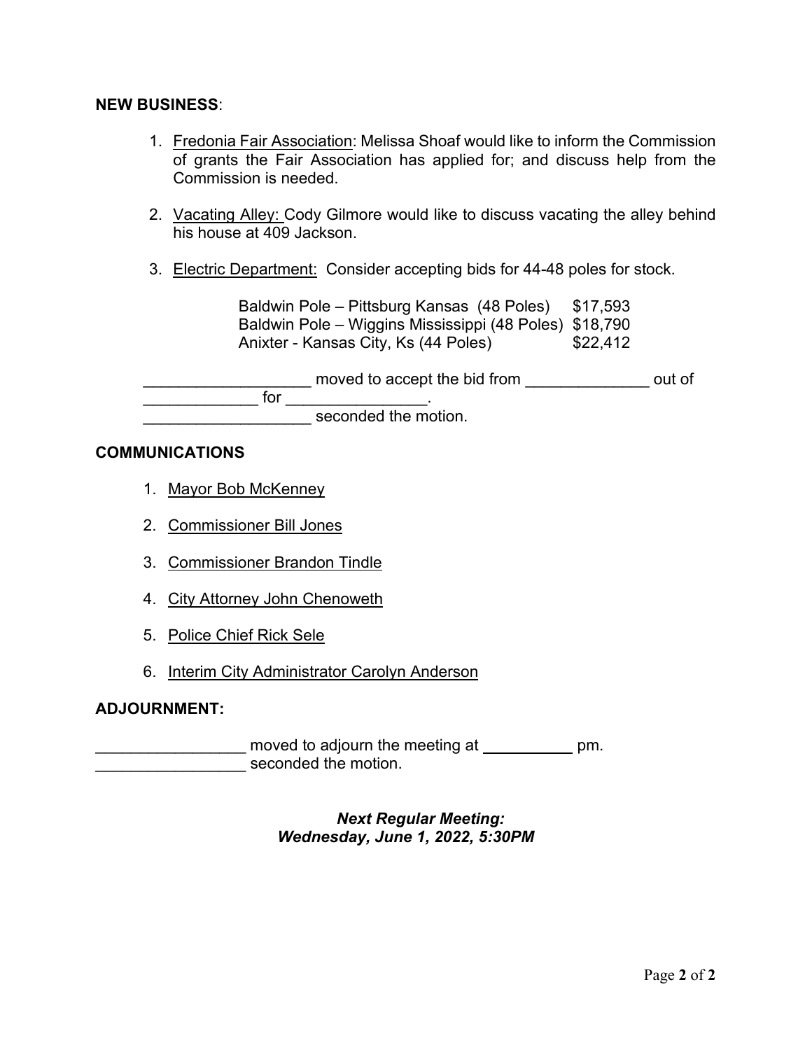**NEW BUSINESS**:

1. Fredonia Fair Association: Melissa Shoaf would like to inform the Commission of grants the Fair Association has applied for; and discuss help from the Commission is needed.

2. Vacating Alley: Cody Gilmore would like to discuss vacating the alley behind his house at 409 Jackson.

3. Electric Department: Consider accepting bids for 44-48 poles for stock.

| | |
|---|---|
| Baldwin Pole – Pittsburg Kansas (48 Poles) | $17,593 |
| Baldwin Pole – Wiggins Mississippi (48 Poles) | $18,790 |
| Anixter - Kansas City, Ks (44 Poles) | $22,412 |

___________________ moved to accept the bid from ______________ out of _____________ for ________________.
___________________ seconded the motion.

**COMMUNICATIONS**

1. Mayor Bob McKenney
2. Commissioner Bill Jones
3. Commissioner Brandon Tindle
4. City Attorney John Chenoweth
5. Police Chief Rick Sele
6. Interim City Administrator Carolyn Anderson

**ADJOURNMENT:**

_________________ moved to adjourn the meeting at __________ pm.
_________________ seconded the motion.

***Next Regular Meeting:***
***Wednesday, June 1, 2022, 5:30PM***